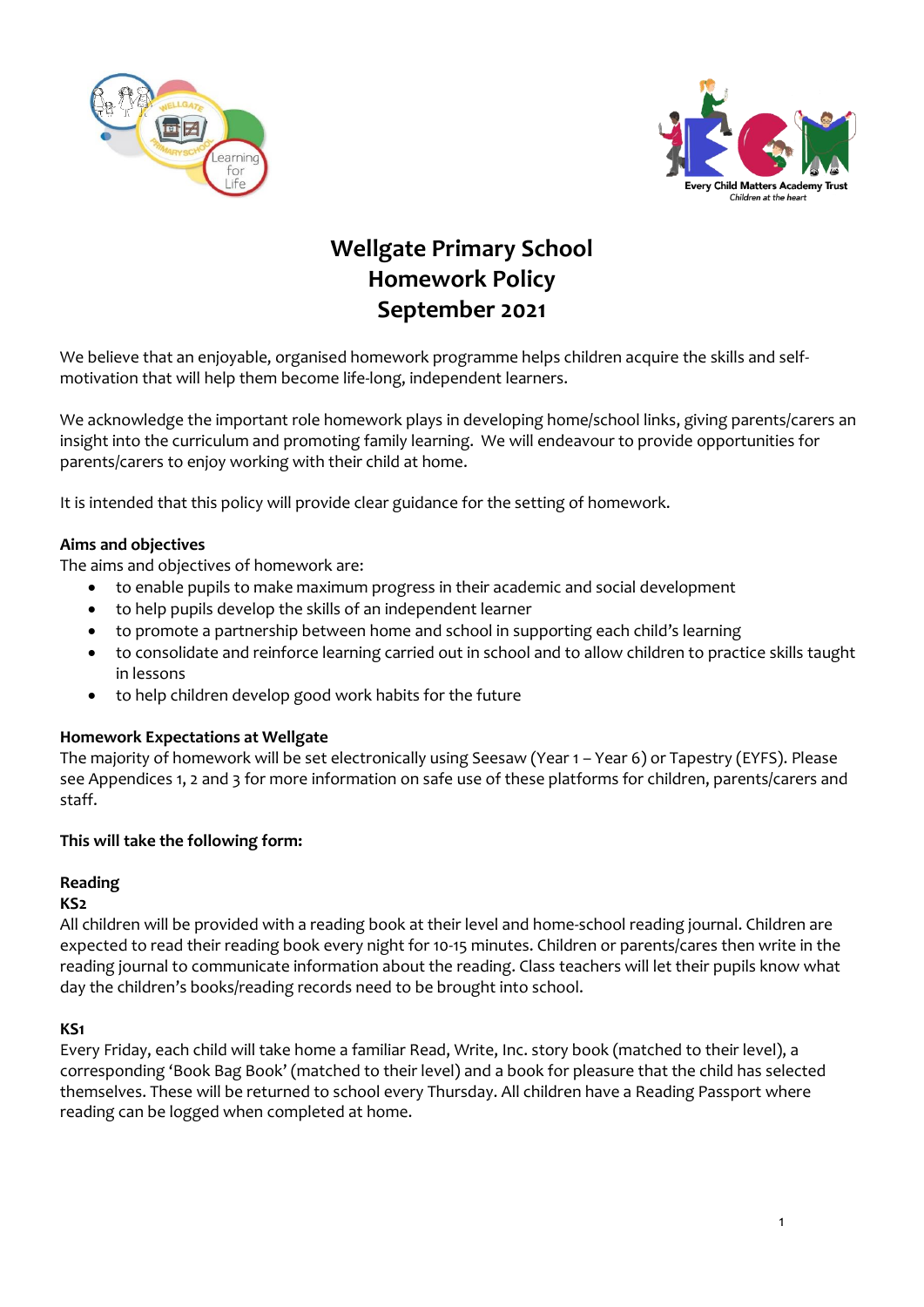# Wellgate Primary School
# Homework Policy
# September 2021

We believe that an enjoyable, organised homework programme helps children acquire the skills and self-motivation that will help them become life-long, independent learners.

We acknowledge the important role homework plays in developing home/school links, giving parents/carers an insight into the curriculum and promoting family learning. We will endeavour to provide opportunities for parents/carers to enjoy working with their child at home.

It is intended that this policy will provide clear guidance for the setting of homework.

**Aims and objectives**

The aims and objectives of homework are:

- to enable pupils to make maximum progress in their academic and social development
- to help pupils develop the skills of an independent learner
- to promote a partnership between home and school in supporting each child's learning
- to consolidate and reinforce learning carried out in school and to allow children to practice skills taught in lessons
- to help children develop good work habits for the future

**Homework Expectations at Wellgate**

The majority of homework will be set electronically using Seesaw (Year 1 – Year 6) or Tapestry (EYFS). Please see Appendices 1, 2 and 3 for more information on safe use of these platforms for children, parents/carers and staff.

**This will take the following form:**

**Reading**

**KS2**

All children will be provided with a reading book at their level and home-school reading journal. Children are expected to read their reading book every night for 10-15 minutes. Children or parents/cares then write in the reading journal to communicate information about the reading. Class teachers will let their pupils know what day the children's books/reading records need to be brought into school.

**KS1**

Every Friday, each child will take home a familiar Read, Write, Inc. story book (matched to their level), a corresponding 'Book Bag Book' (matched to their level) and a book for pleasure that the child has selected themselves. These will be returned to school every Thursday. All children have a Reading Passport where reading can be logged when completed at home.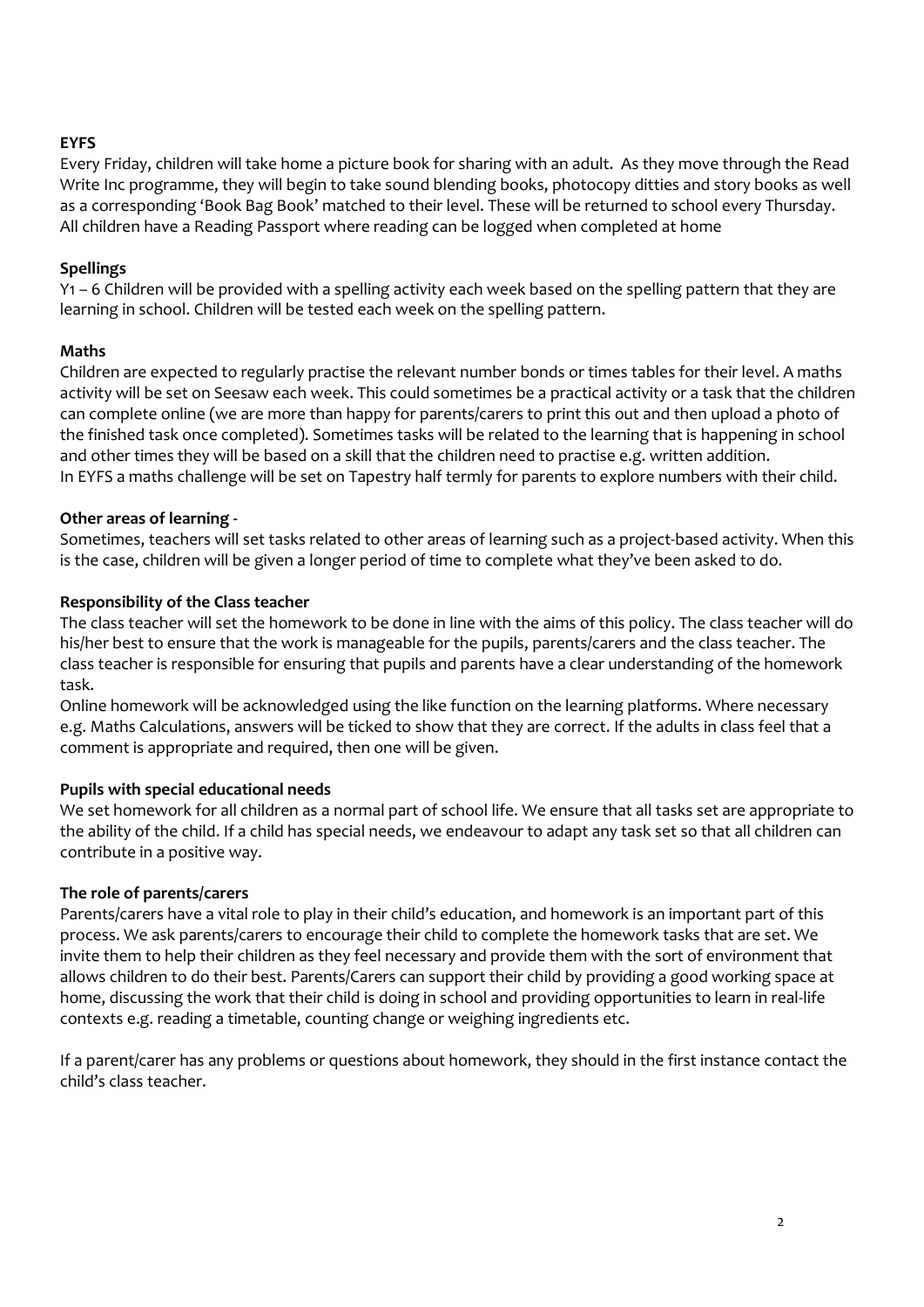**EYFS**

Every Friday, children will take home a picture book for sharing with an adult. As they move through the Read Write Inc programme, they will begin to take sound blending books, photocopy ditties and story books as well as a corresponding 'Book Bag Book' matched to their level. These will be returned to school every Thursday. All children have a Reading Passport where reading can be logged when completed at home

**Spellings**

Y1 – 6 Children will be provided with a spelling activity each week based on the spelling pattern that they are learning in school. Children will be tested each week on the spelling pattern.

**Maths**

Children are expected to regularly practise the relevant number bonds or times tables for their level. A maths activity will be set on Seesaw each week. This could sometimes be a practical activity or a task that the children can complete online (we are more than happy for parents/carers to print this out and then upload a photo of the finished task once completed). Sometimes tasks will be related to the learning that is happening in school and other times they will be based on a skill that the children need to practise e.g. written addition.
In EYFS a maths challenge will be set on Tapestry half termly for parents to explore numbers with their child.

**Other areas of learning -**

Sometimes, teachers will set tasks related to other areas of learning such as a project-based activity. When this is the case, children will be given a longer period of time to complete what they've been asked to do.

**Responsibility of the Class teacher**

The class teacher will set the homework to be done in line with the aims of this policy. The class teacher will do his/her best to ensure that the work is manageable for the pupils, parents/carers and the class teacher. The class teacher is responsible for ensuring that pupils and parents have a clear understanding of the homework task.
Online homework will be acknowledged using the like function on the learning platforms. Where necessary e.g. Maths Calculations, answers will be ticked to show that they are correct. If the adults in class feel that a comment is appropriate and required, then one will be given.

**Pupils with special educational needs**

We set homework for all children as a normal part of school life. We ensure that all tasks set are appropriate to the ability of the child. If a child has special needs, we endeavour to adapt any task set so that all children can contribute in a positive way.

**The role of parents/carers**

Parents/carers have a vital role to play in their child's education, and homework is an important part of this process. We ask parents/carers to encourage their child to complete the homework tasks that are set. We invite them to help their children as they feel necessary and provide them with the sort of environment that allows children to do their best. Parents/Carers can support their child by providing a good working space at home, discussing the work that their child is doing in school and providing opportunities to learn in real-life contexts e.g. reading a timetable, counting change or weighing ingredients etc.

If a parent/carer has any problems or questions about homework, they should in the first instance contact the child's class teacher.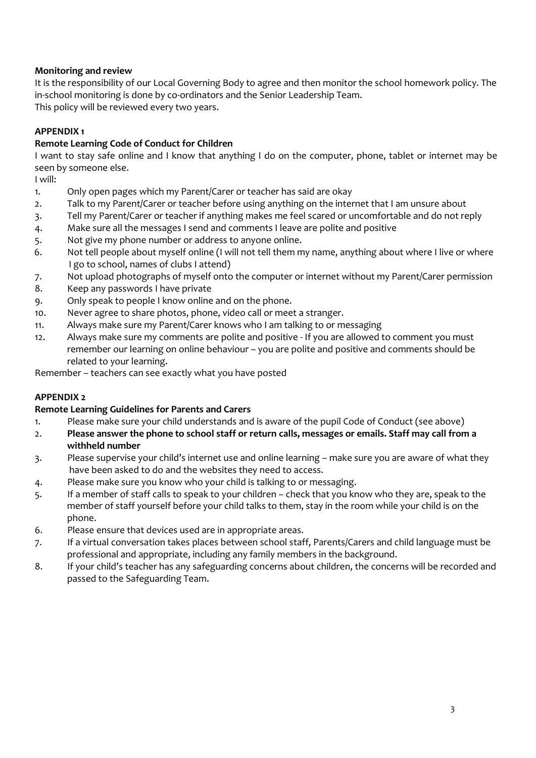**Monitoring and review**

It is the responsibility of our Local Governing Body to agree and then monitor the school homework policy. The in-school monitoring is done by co-ordinators and the Senior Leadership Team.

This policy will be reviewed every two years.

**APPENDIX 1**

**Remote Learning Code of Conduct for Children**

I want to stay safe online and I know that anything I do on the computer, phone, tablet or internet may be seen by someone else.

I will:

1. Only open pages which my Parent/Carer or teacher has said are okay
2. Talk to my Parent/Carer or teacher before using anything on the internet that I am unsure about
3. Tell my Parent/Carer or teacher if anything makes me feel scared or uncomfortable and do not reply
4. Make sure all the messages I send and comments I leave are polite and positive
5. Not give my phone number or address to anyone online.
6. Not tell people about myself online (I will not tell them my name, anything about where I live or where I go to school, names of clubs I attend)
7. Not upload photographs of myself onto the computer or internet without my Parent/Carer permission
8. Keep any passwords I have private
9. Only speak to people I know online and on the phone.
10. Never agree to share photos, phone, video call or meet a stranger.
11. Always make sure my Parent/Carer knows who I am talking to or messaging
12. Always make sure my comments are polite and positive - If you are allowed to comment you must remember our learning on online behaviour – you are polite and positive and comments should be related to your learning.

Remember – teachers can see exactly what you have posted

**APPENDIX 2**

**Remote Learning Guidelines for Parents and Carers**

1. Please make sure your child understands and is aware of the pupil Code of Conduct (see above)
2. **Please answer the phone to school staff or return calls, messages or emails. Staff may call from a withheld number**
3. Please supervise your child's internet use and online learning – make sure you are aware of what they have been asked to do and the websites they need to access.
4. Please make sure you know who your child is talking to or messaging.
5. If a member of staff calls to speak to your children – check that you know who they are, speak to the member of staff yourself before your child talks to them, stay in the room while your child is on the phone.
6. Please ensure that devices used are in appropriate areas.
7. If a virtual conversation takes places between school staff, Parents/Carers and child language must be professional and appropriate, including any family members in the background.
8. If your child's teacher has any safeguarding concerns about children, the concerns will be recorded and passed to the Safeguarding Team.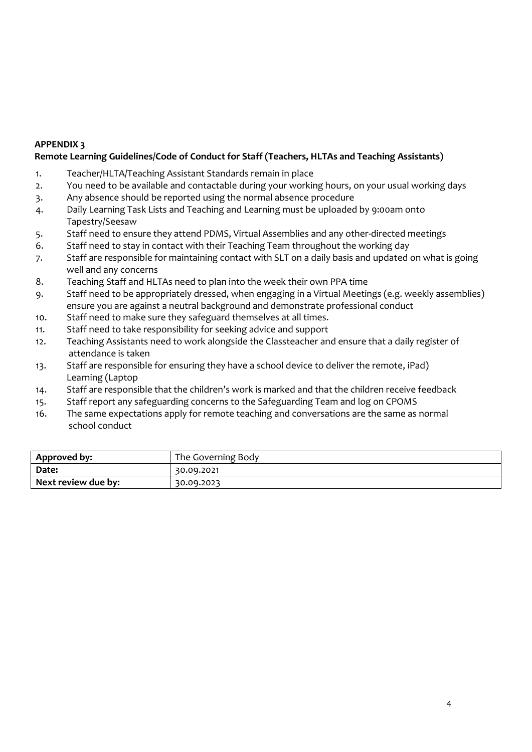**APPENDIX 3**

**Remote Learning Guidelines/Code of Conduct for Staff (Teachers, HLTAs and Teaching Assistants)**

1. Teacher/HLTA/Teaching Assistant Standards remain in place
2. You need to be available and contactable during your working hours, on your usual working days
3. Any absence should be reported using the normal absence procedure
4. Daily Learning Task Lists and Teaching and Learning must be uploaded by 9:00am onto Tapestry/Seesaw
5. Staff need to ensure they attend PDMS, Virtual Assemblies and any other-directed meetings
6. Staff need to stay in contact with their Teaching Team throughout the working day
7. Staff are responsible for maintaining contact with SLT on a daily basis and updated on what is going well and any concerns
8. Teaching Staff and HLTAs need to plan into the week their own PPA time
9. Staff need to be appropriately dressed, when engaging in a Virtual Meetings (e.g. weekly assemblies) ensure you are against a neutral background and demonstrate professional conduct
10. Staff need to make sure they safeguard themselves at all times.
11. Staff need to take responsibility for seeking advice and support
12. Teaching Assistants need to work alongside the Classteacher and ensure that a daily register of attendance is taken
13. Staff are responsible for ensuring they have a school device to deliver the remote, iPad) Learning (Laptop
14. Staff are responsible that the children's work is marked and that the children receive feedback
15. Staff report any safeguarding concerns to the Safeguarding Team and log on CPOMS
16. The same expectations apply for remote teaching and conversations are the same as normal school conduct

| | |
|---|---|
| **Approved by:** | The Governing Body |
| **Date:** | 30.09.2021 |
| **Next review due by:** | 30.09.2023 |